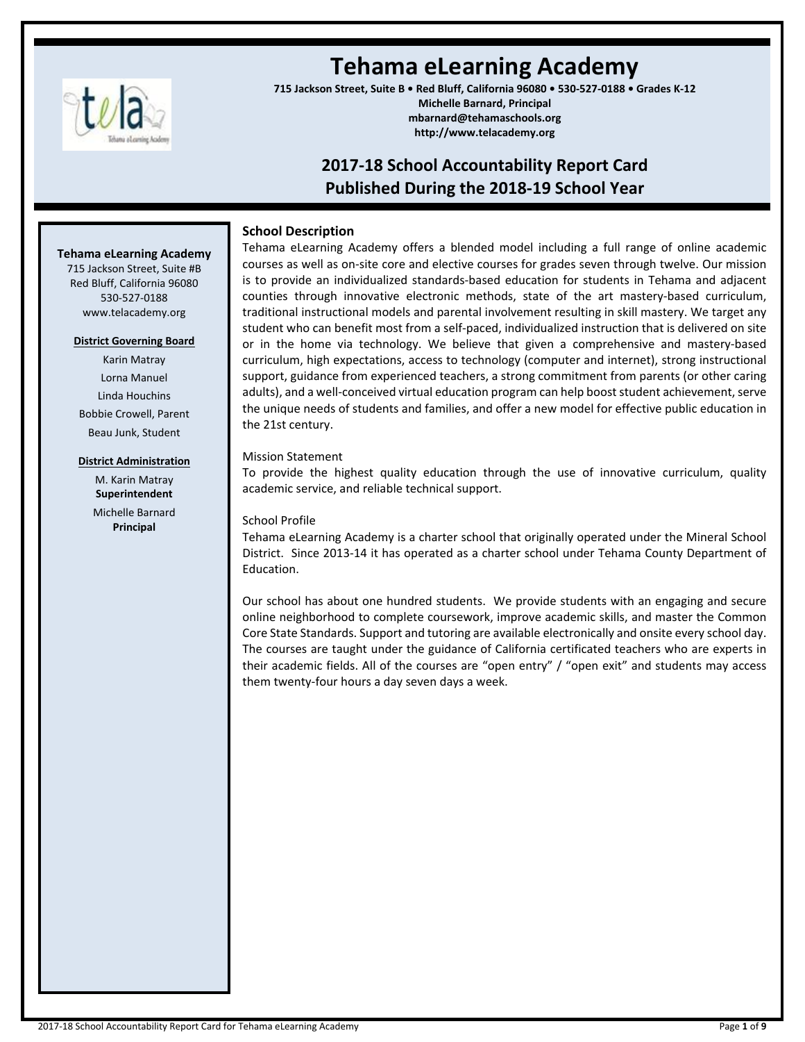# Tehama eLearning Academy

**715 Jackson Street, Suite B • Red Bluff, California 96080 • 530-527-0188 • Grades K-12**
**Michelle Barnard, Principal**
**mbarnard@tehamaschools.org**
**http://www.telacademy.org**

## 2017-18 School Accountability Report Card
## Published During the 2018-19 School Year

**Tehama eLearning Academy**
715 Jackson Street, Suite #B
Red Bluff, California 96080
530-527-0188
www.telacademy.org

**District Governing Board**

Karin Matray
Lorna Manuel
Linda Houchins
Bobbie Crowell, Parent
Beau Junk, Student

**District Administration**

M. Karin Matray
**Superintendent**
Michelle Barnard
**Principal**

### School Description

Tehama eLearning Academy offers a blended model including a full range of online academic courses as well as on-site core and elective courses for grades seven through twelve. Our mission is to provide an individualized standards-based education for students in Tehama and adjacent counties through innovative electronic methods, state of the art mastery-based curriculum, traditional instructional models and parental involvement resulting in skill mastery. We target any student who can benefit most from a self-paced, individualized instruction that is delivered on site or in the home via technology. We believe that given a comprehensive and mastery-based curriculum, high expectations, access to technology (computer and internet), strong instructional support, guidance from experienced teachers, a strong commitment from parents (or other caring adults), and a well-conceived virtual education program can help boost student achievement, serve the unique needs of students and families, and offer a new model for effective public education in the 21st century.

Mission Statement

To provide the highest quality education through the use of innovative curriculum, quality academic service, and reliable technical support.

School Profile

Tehama eLearning Academy is a charter school that originally operated under the Mineral School District. Since 2013-14 it has operated as a charter school under Tehama County Department of Education.

Our school has about one hundred students. We provide students with an engaging and secure online neighborhood to complete coursework, improve academic skills, and master the Common Core State Standards. Support and tutoring are available electronically and onsite every school day. The courses are taught under the guidance of California certificated teachers who are experts in their academic fields. All of the courses are "open entry" / "open exit" and students may access them twenty-four hours a day seven days a week.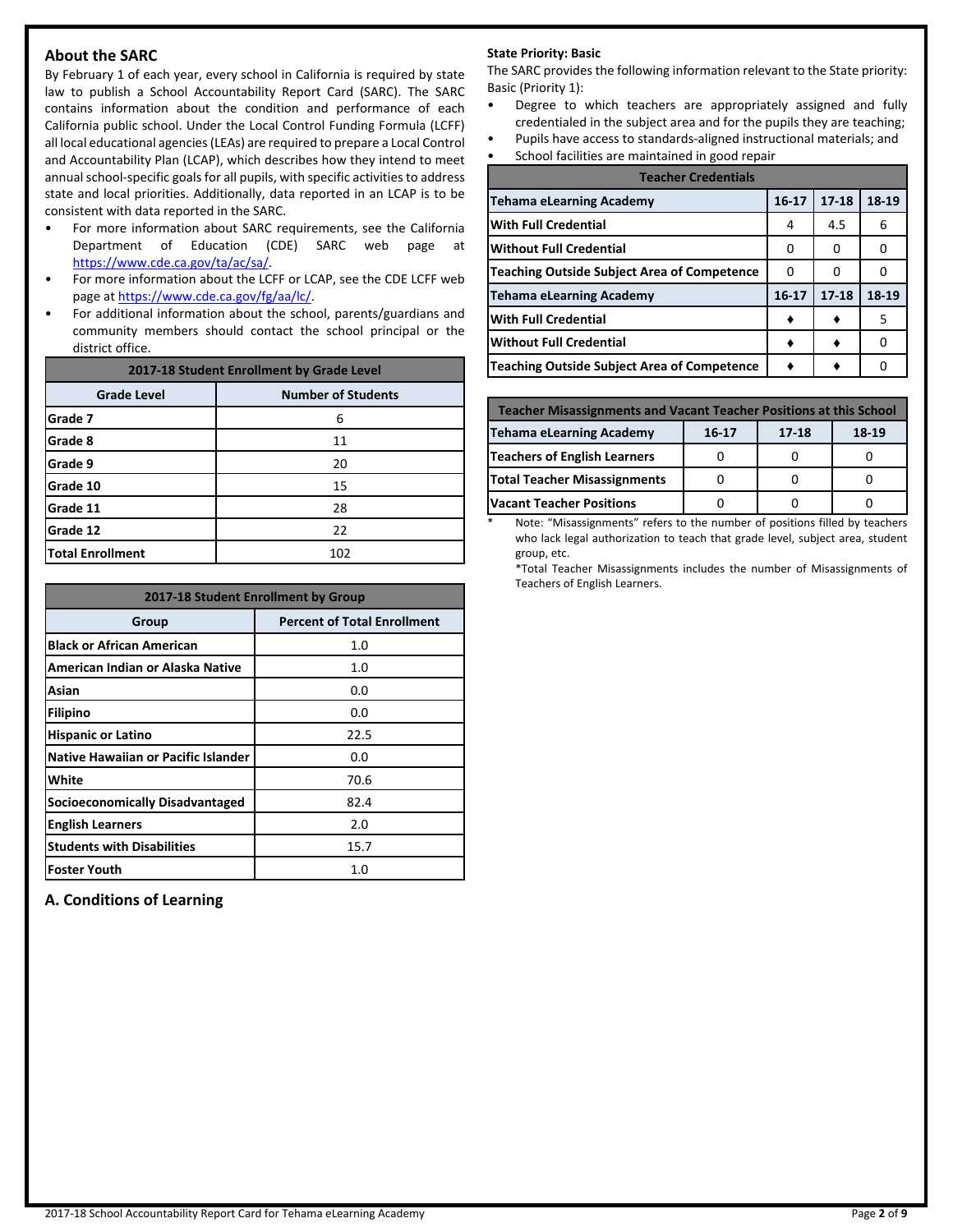## About the SARC

By February 1 of each year, every school in California is required by state law to publish a School Accountability Report Card (SARC). The SARC contains information about the condition and performance of each California public school. Under the Local Control Funding Formula (LCFF) all local educational agencies (LEAs) are required to prepare a Local Control and Accountability Plan (LCAP), which describes how they intend to meet annual school-specific goals for all pupils, with specific activities to address state and local priorities. Additionally, data reported in an LCAP is to be consistent with data reported in the SARC.

- For more information about SARC requirements, see the California Department of Education (CDE) SARC web page at https://www.cde.ca.gov/ta/ac/sa/.
- For more information about the LCFF or LCAP, see the CDE LCFF web page at https://www.cde.ca.gov/fg/aa/lc/.
- For additional information about the school, parents/guardians and community members should contact the school principal or the district office.

| 2017-18 Student Enrollment by Grade Level | |
|---|---|
| **Grade Level** | **Number of Students** |
| **Grade 7** | 6 |
| **Grade 8** | 11 |
| **Grade 9** | 20 |
| **Grade 10** | 15 |
| **Grade 11** | 28 |
| **Grade 12** | 22 |
| **Total Enrollment** | 102 |

| 2017-18 Student Enrollment by Group | |
|---|---|
| **Group** | **Percent of Total Enrollment** |
| **Black or African American** | 1.0 |
| **American Indian or Alaska Native** | 1.0 |
| **Asian** | 0.0 |
| **Filipino** | 0.0 |
| **Hispanic or Latino** | 22.5 |
| **Native Hawaiian or Pacific Islander** | 0.0 |
| **White** | 70.6 |
| **Socioeconomically Disadvantaged** | 82.4 |
| **English Learners** | 2.0 |
| **Students with Disabilities** | 15.7 |
| **Foster Youth** | 1.0 |

## A. Conditions of Learning

**State Priority: Basic**

The SARC provides the following information relevant to the State priority: Basic (Priority 1):

- Degree to which teachers are appropriately assigned and fully credentialed in the subject area and for the pupils they are teaching;
- Pupils have access to standards-aligned instructional materials; and
- School facilities are maintained in good repair

| Teacher Credentials | | | |
|---|---|---|---|
| **Tehama eLearning Academy** | **16-17** | **17-18** | **18-19** |
| **With Full Credential** | 4 | 4.5 | 6 |
| **Without Full Credential** | 0 | 0 | 0 |
| **Teaching Outside Subject Area of Competence** | 0 | 0 | 0 |
| **Tehama eLearning Academy** | **16-17** | **17-18** | **18-19** |
| **With Full Credential** | ♦ | ♦ | 5 |
| **Without Full Credential** | ♦ | ♦ | 0 |
| **Teaching Outside Subject Area of Competence** | ♦ | ♦ | 0 |

| Teacher Misassignments and Vacant Teacher Positions at this School | | | |
|---|---|---|---|
| **Tehama eLearning Academy** | **16-17** | **17-18** | **18-19** |
| **Teachers of English Learners** | 0 | 0 | 0 |
| **Total Teacher Misassignments** | 0 | 0 | 0 |
| **Vacant Teacher Positions** | 0 | 0 | 0 |

\* Note: "Misassignments" refers to the number of positions filled by teachers who lack legal authorization to teach that grade level, subject area, student group, etc.

*Total Teacher Misassignments includes the number of Misassignments of Teachers of English Learners.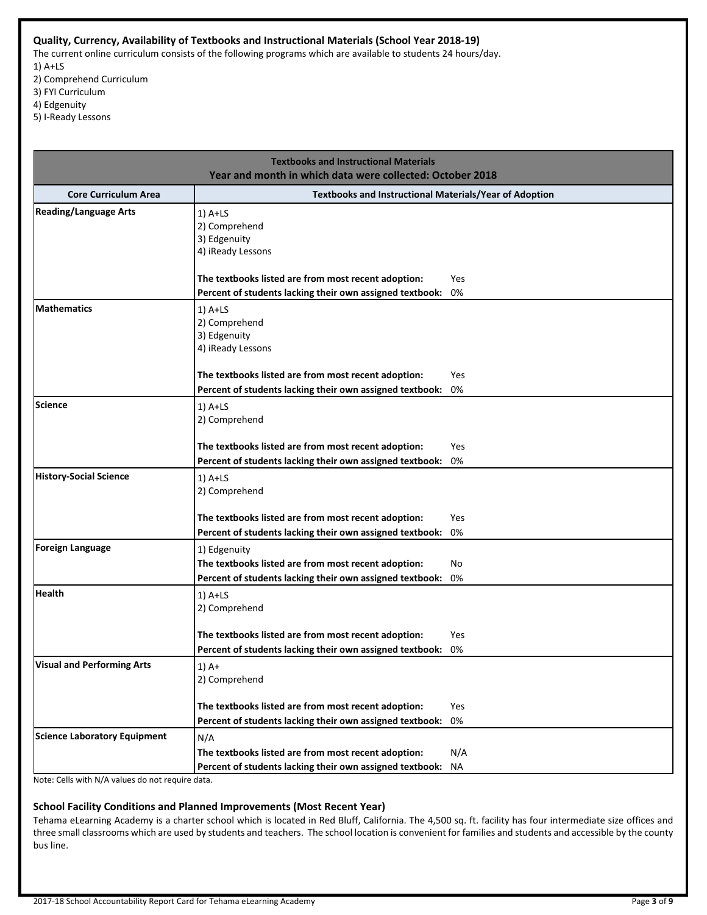### Quality, Currency, Availability of Textbooks and Instructional Materials (School Year 2018-19)

The current online curriculum consists of the following programs which are available to students 24 hours/day.

1) A+LS
2) Comprehend Curriculum
3) FYI Curriculum
4) Edgenuity
5) I-Ready Lessons

| Textbooks and Instructional Materials<br>Year and month in which data were collected: October 2018 | |
|---|---|
| **Core Curriculum Area** | **Textbooks and Instructional Materials/Year of Adoption** |
| **Reading/Language Arts** | 1) A+LS<br>2) Comprehend<br>3) Edgenuity<br>4) iReady Lessons<br><br>**The textbooks listed are from most recent adoption:** Yes<br>**Percent of students lacking their own assigned textbook:** 0% |
| **Mathematics** | 1) A+LS<br>2) Comprehend<br>3) Edgenuity<br>4) iReady Lessons<br><br>**The textbooks listed are from most recent adoption:** Yes<br>**Percent of students lacking their own assigned textbook:** 0% |
| **Science** | 1) A+LS<br>2) Comprehend<br><br>**The textbooks listed are from most recent adoption:** Yes<br>**Percent of students lacking their own assigned textbook:** 0% |
| **History-Social Science** | 1) A+LS<br>2) Comprehend<br><br>**The textbooks listed are from most recent adoption:** Yes<br>**Percent of students lacking their own assigned textbook:** 0% |
| **Foreign Language** | 1) Edgenuity<br>**The textbooks listed are from most recent adoption:** No<br>**Percent of students lacking their own assigned textbook:** 0% |
| **Health** | 1) A+LS<br>2) Comprehend<br><br>**The textbooks listed are from most recent adoption:** Yes<br>**Percent of students lacking their own assigned textbook:** 0% |
| **Visual and Performing Arts** | 1) A+<br>2) Comprehend<br><br>**The textbooks listed are from most recent adoption:** Yes<br>**Percent of students lacking their own assigned textbook:** 0% |
| **Science Laboratory Equipment** | N/A<br>**The textbooks listed are from most recent adoption:** N/A<br>**Percent of students lacking their own assigned textbook:** NA |

Note: Cells with N/A values do not require data.

### School Facility Conditions and Planned Improvements (Most Recent Year)

Tehama eLearning Academy is a charter school which is located in Red Bluff, California. The 4,500 sq. ft. facility has four intermediate size offices and three small classrooms which are used by students and teachers. The school location is convenient for families and students and accessible by the county bus line.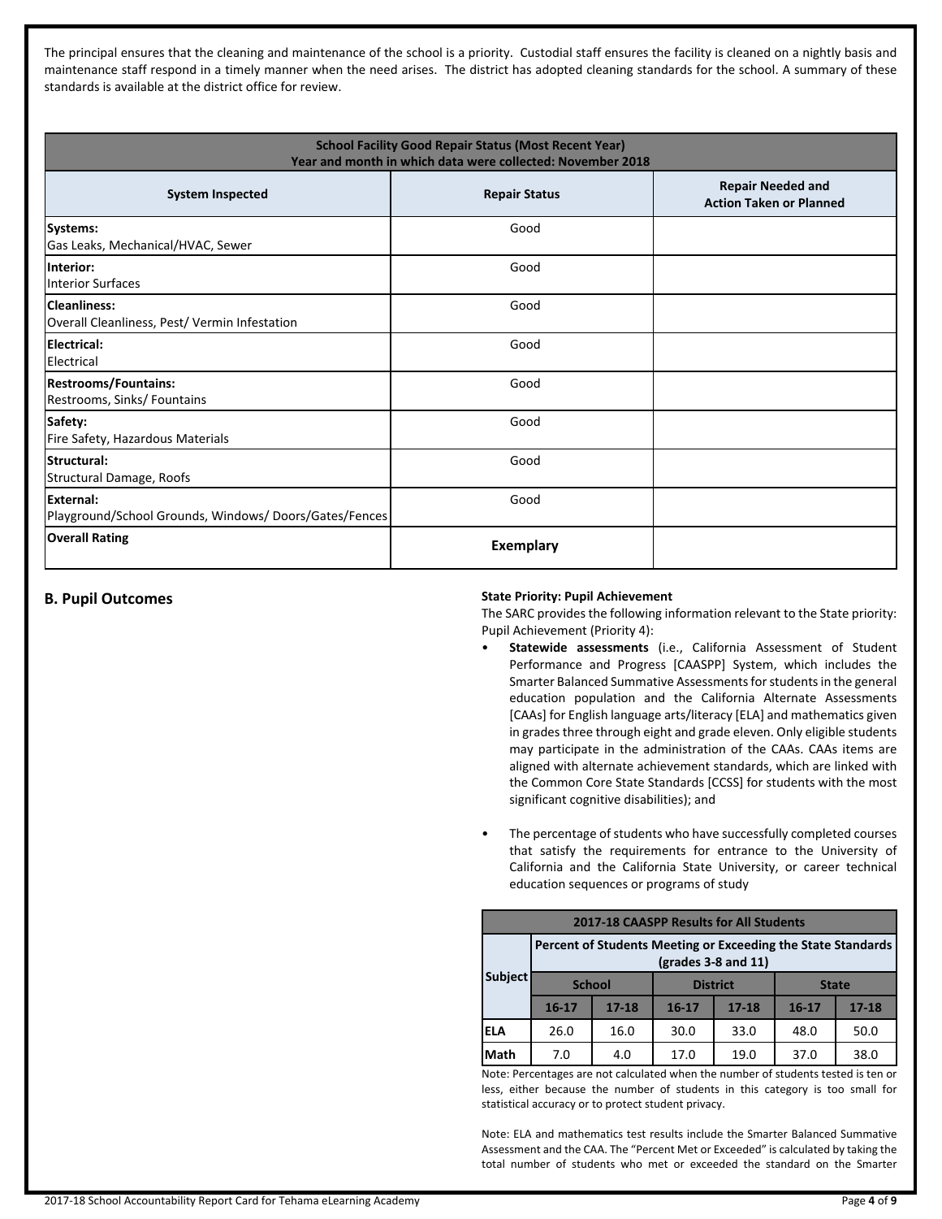The principal ensures that the cleaning and maintenance of the school is a priority. Custodial staff ensures the facility is cleaned on a nightly basis and maintenance staff respond in a timely manner when the need arises. The district has adopted cleaning standards for the school. A summary of these standards is available at the district office for review.

| School Facility Good Repair Status (Most Recent Year) Year and month in which data were collected: November 2018 | | |
|---|---|---|
| **System Inspected** | **Repair Status** | **Repair Needed and Action Taken or Planned** |
| **Systems:** Gas Leaks, Mechanical/HVAC, Sewer | Good | |
| **Interior:** Interior Surfaces | Good | |
| **Cleanliness:** Overall Cleanliness, Pest/ Vermin Infestation | Good | |
| **Electrical:** Electrical | Good | |
| **Restrooms/Fountains:** Restrooms, Sinks/ Fountains | Good | |
| **Safety:** Fire Safety, Hazardous Materials | Good | |
| **Structural:** Structural Damage, Roofs | Good | |
| **External:** Playground/School Grounds, Windows/ Doors/Gates/Fences | Good | |
| **Overall Rating** | **Exemplary** | |

## B. Pupil Outcomes

**State Priority: Pupil Achievement**

The SARC provides the following information relevant to the State priority: Pupil Achievement (Priority 4):

- **Statewide assessments** (i.e., California Assessment of Student Performance and Progress [CAASPP] System, which includes the Smarter Balanced Summative Assessments for students in the general education population and the California Alternate Assessments [CAAs] for English language arts/literacy [ELA] and mathematics given in grades three through eight and grade eleven. Only eligible students may participate in the administration of the CAAs. CAAs items are aligned with alternate achievement standards, which are linked with the Common Core State Standards [CCSS] for students with the most significant cognitive disabilities); and

- The percentage of students who have successfully completed courses that satisfy the requirements for entrance to the University of California and the California State University, or career technical education sequences or programs of study

| 2017-18 CAASPP Results for All Students | | | | | | |
|---|---|---|---|---|---|---|
| **Subject** | **Percent of Students Meeting or Exceeding the State Standards (grades 3-8 and 11)** | | | | | |
| | **School** | | **District** | | **State** | |
| | **16-17** | **17-18** | **16-17** | **17-18** | **16-17** | **17-18** |
| **ELA** | 26.0 | 16.0 | 30.0 | 33.0 | 48.0 | 50.0 |
| **Math** | 7.0 | 4.0 | 17.0 | 19.0 | 37.0 | 38.0 |

Note: Percentages are not calculated when the number of students tested is ten or less, either because the number of students in this category is too small for statistical accuracy or to protect student privacy.

Note: ELA and mathematics test results include the Smarter Balanced Summative Assessment and the CAA. The "Percent Met or Exceeded" is calculated by taking the total number of students who met or exceeded the standard on the Smarter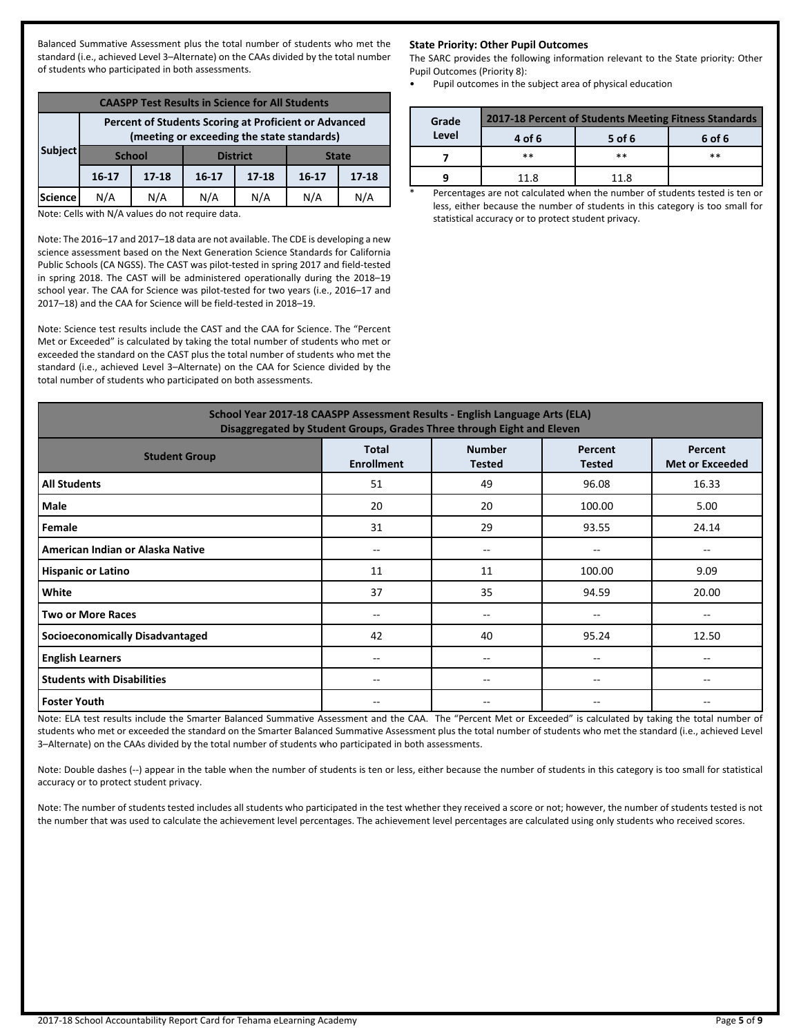Balanced Summative Assessment plus the total number of students who met the standard (i.e., achieved Level 3–Alternate) on the CAAs divided by the total number of students who participated in both assessments.

| CAASPP Test Results in Science for All Students | | | | | | |
|---|---|---|---|---|---|---|
| Subject | Percent of Students Scoring at Proficient or Advanced (meeting or exceeding the state standards) | | | | | |
| | School | | District | | State | |
| | 16-17 | 17-18 | 16-17 | 17-18 | 16-17 | 17-18 |
| Science | N/A | N/A | N/A | N/A | N/A | N/A |

Note: Cells with N/A values do not require data.

Note: The 2016–17 and 2017–18 data are not available. The CDE is developing a new science assessment based on the Next Generation Science Standards for California Public Schools (CA NGSS). The CAST was pilot-tested in spring 2017 and field-tested in spring 2018. The CAST will be administered operationally during the 2018–19 school year. The CAA for Science was pilot-tested for two years (i.e., 2016–17 and 2017–18) and the CAA for Science will be field-tested in 2018–19.

Note: Science test results include the CAST and the CAA for Science. The "Percent Met or Exceeded" is calculated by taking the total number of students who met or exceeded the standard on the CAST plus the total number of students who met the standard (i.e., achieved Level 3–Alternate) on the CAA for Science divided by the total number of students who participated on both assessments.

**State Priority: Other Pupil Outcomes**

The SARC provides the following information relevant to the State priority: Other Pupil Outcomes (Priority 8):

- Pupil outcomes in the subject area of physical education

| Grade Level | 2017-18 Percent of Students Meeting Fitness Standards | | |
|---|---|---|---|
| | 4 of 6 | 5 of 6 | 6 of 6 |
| 7 | ** | ** | ** |
| 9 | 11.8 | 11.8 | |

* Percentages are not calculated when the number of students tested is ten or less, either because the number of students in this category is too small for statistical accuracy or to protect student privacy.

| School Year 2017-18 CAASPP Assessment Results - English Language Arts (ELA) Disaggregated by Student Groups, Grades Three through Eight and Eleven | | | | |
|---|---|---|---|---|
| Student Group | Total Enrollment | Number Tested | Percent Tested | Percent Met or Exceeded |
| All Students | 51 | 49 | 96.08 | 16.33 |
| Male | 20 | 20 | 100.00 | 5.00 |
| Female | 31 | 29 | 93.55 | 24.14 |
| American Indian or Alaska Native | -- | -- | -- | -- |
| Hispanic or Latino | 11 | 11 | 100.00 | 9.09 |
| White | 37 | 35 | 94.59 | 20.00 |
| Two or More Races | -- | -- | -- | -- |
| Socioeconomically Disadvantaged | 42 | 40 | 95.24 | 12.50 |
| English Learners | -- | -- | -- | -- |
| Students with Disabilities | -- | -- | -- | -- |
| Foster Youth | -- | -- | -- | -- |

Note: ELA test results include the Smarter Balanced Summative Assessment and the CAA. The "Percent Met or Exceeded" is calculated by taking the total number of students who met or exceeded the standard on the Smarter Balanced Summative Assessment plus the total number of students who met the standard (i.e., achieved Level 3–Alternate) on the CAAs divided by the total number of students who participated in both assessments.

Note: Double dashes (--) appear in the table when the number of students is ten or less, either because the number of students in this category is too small for statistical accuracy or to protect student privacy.

Note: The number of students tested includes all students who participated in the test whether they received a score or not; however, the number of students tested is not the number that was used to calculate the achievement level percentages. The achievement level percentages are calculated using only students who received scores.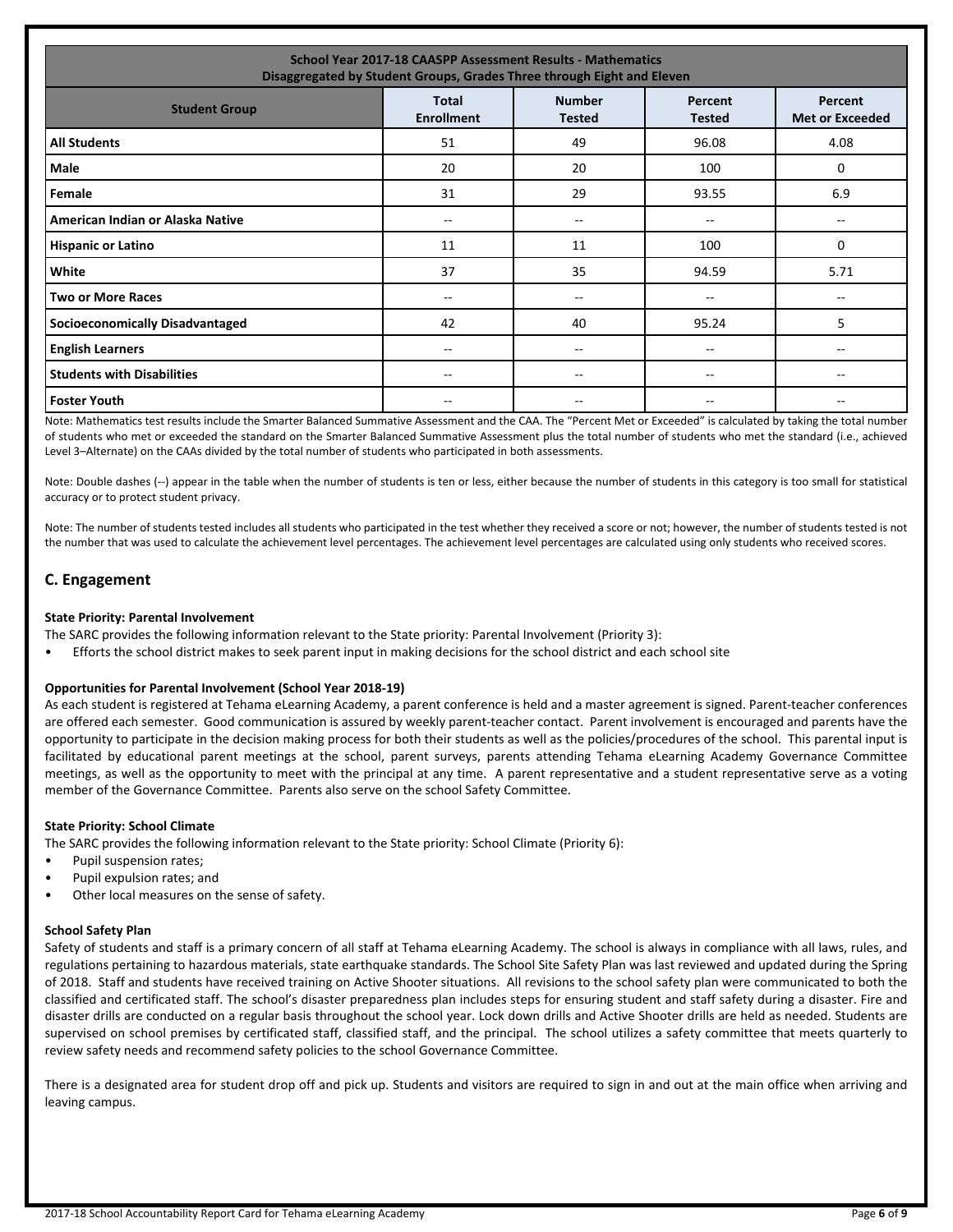| School Year 2017-18 CAASPP Assessment Results - Mathematics Disaggregated by Student Groups, Grades Three through Eight and Eleven | | | | |
|---|---|---|---|---|
| **Student Group** | **Total Enrollment** | **Number Tested** | **Percent Tested** | **Percent Met or Exceeded** |
| **All Students** | 51 | 49 | 96.08 | 4.08 |
| **Male** | 20 | 20 | 100 | 0 |
| **Female** | 31 | 29 | 93.55 | 6.9 |
| **American Indian or Alaska Native** | -- | -- | -- | -- |
| **Hispanic or Latino** | 11 | 11 | 100 | 0 |
| **White** | 37 | 35 | 94.59 | 5.71 |
| **Two or More Races** | -- | -- | -- | -- |
| **Socioeconomically Disadvantaged** | 42 | 40 | 95.24 | 5 |
| **English Learners** | -- | -- | -- | -- |
| **Students with Disabilities** | -- | -- | -- | -- |
| **Foster Youth** | -- | -- | -- | -- |

Note: Mathematics test results include the Smarter Balanced Summative Assessment and the CAA. The "Percent Met or Exceeded" is calculated by taking the total number of students who met or exceeded the standard on the Smarter Balanced Summative Assessment plus the total number of students who met the standard (i.e., achieved Level 3–Alternate) on the CAAs divided by the total number of students who participated in both assessments.

Note: Double dashes (--) appear in the table when the number of students is ten or less, either because the number of students in this category is too small for statistical accuracy or to protect student privacy.

Note: The number of students tested includes all students who participated in the test whether they received a score or not; however, the number of students tested is not the number that was used to calculate the achievement level percentages. The achievement level percentages are calculated using only students who received scores.

## C. Engagement

**State Priority: Parental Involvement**

The SARC provides the following information relevant to the State priority: Parental Involvement (Priority 3):

- Efforts the school district makes to seek parent input in making decisions for the school district and each school site

**Opportunities for Parental Involvement (School Year 2018-19)**

As each student is registered at Tehama eLearning Academy, a parent conference is held and a master agreement is signed. Parent-teacher conferences are offered each semester. Good communication is assured by weekly parent-teacher contact. Parent involvement is encouraged and parents have the opportunity to participate in the decision making process for both their students as well as the policies/procedures of the school. This parental input is facilitated by educational parent meetings at the school, parent surveys, parents attending Tehama eLearning Academy Governance Committee meetings, as well as the opportunity to meet with the principal at any time. A parent representative and a student representative serve as a voting member of the Governance Committee. Parents also serve on the school Safety Committee.

**State Priority: School Climate**

The SARC provides the following information relevant to the State priority: School Climate (Priority 6):

- Pupil suspension rates;
- Pupil expulsion rates; and
- Other local measures on the sense of safety.

**School Safety Plan**

Safety of students and staff is a primary concern of all staff at Tehama eLearning Academy. The school is always in compliance with all laws, rules, and regulations pertaining to hazardous materials, state earthquake standards. The School Site Safety Plan was last reviewed and updated during the Spring of 2018. Staff and students have received training on Active Shooter situations. All revisions to the school safety plan were communicated to both the classified and certificated staff. The school's disaster preparedness plan includes steps for ensuring student and staff safety during a disaster. Fire and disaster drills are conducted on a regular basis throughout the school year. Lock down drills and Active Shooter drills are held as needed. Students are supervised on school premises by certificated staff, classified staff, and the principal. The school utilizes a safety committee that meets quarterly to review safety needs and recommend safety policies to the school Governance Committee.

There is a designated area for student drop off and pick up. Students and visitors are required to sign in and out at the main office when arriving and leaving campus.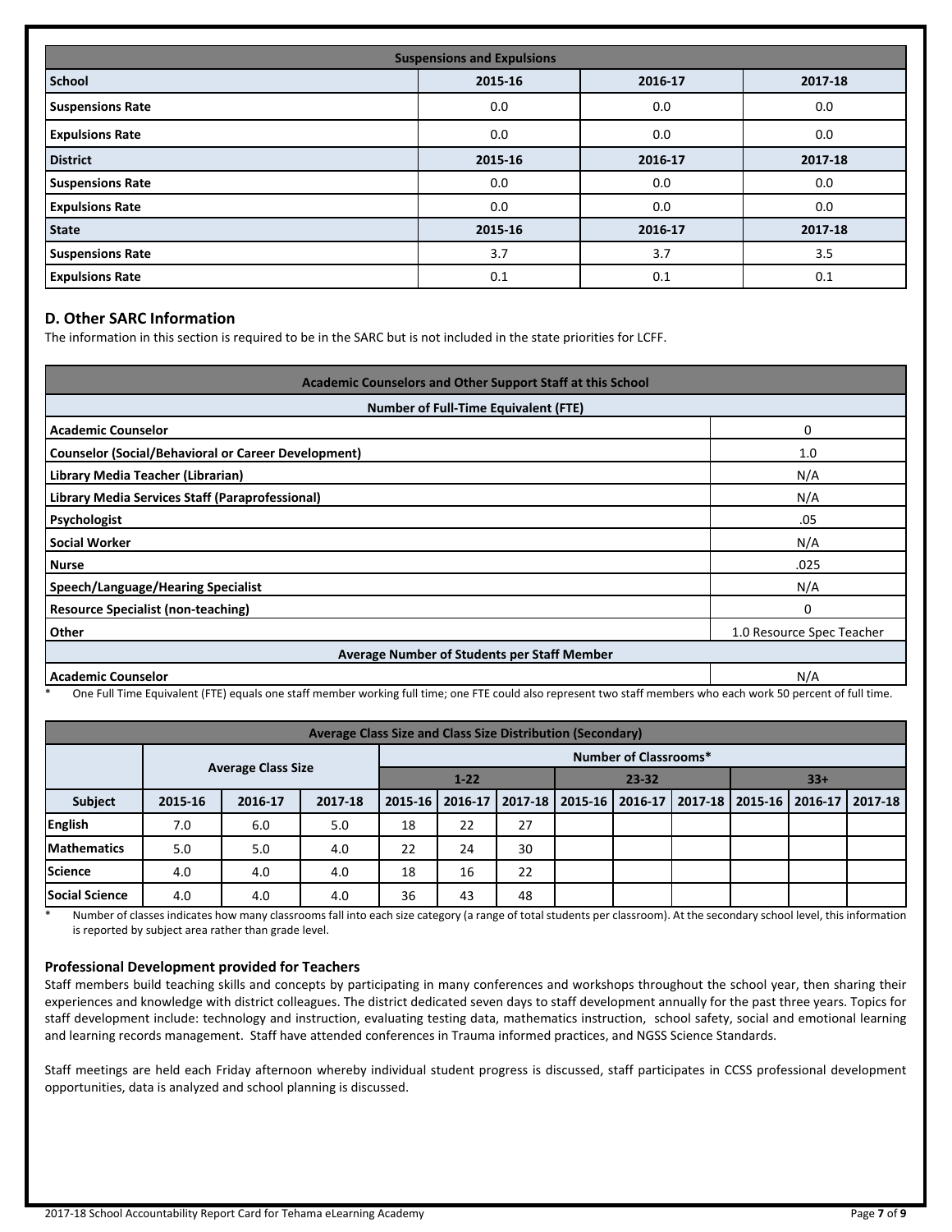| Suspensions and Expulsions | | | |
|---|---|---|---|
| **School** | **2015-16** | **2016-17** | **2017-18** |
| **Suspensions Rate** | 0.0 | 0.0 | 0.0 |
| **Expulsions Rate** | 0.0 | 0.0 | 0.0 |
| **District** | **2015-16** | **2016-17** | **2017-18** |
| **Suspensions Rate** | 0.0 | 0.0 | 0.0 |
| **Expulsions Rate** | 0.0 | 0.0 | 0.0 |
| **State** | **2015-16** | **2016-17** | **2017-18** |
| **Suspensions Rate** | 3.7 | 3.7 | 3.5 |
| **Expulsions Rate** | 0.1 | 0.1 | 0.1 |

## D. Other SARC Information

The information in this section is required to be in the SARC but is not included in the state priorities for LCFF.

| Academic Counselors and Other Support Staff at this School | |
|---|---|
| **Number of Full-Time Equivalent (FTE)** | |
| **Academic Counselor** | 0 |
| **Counselor (Social/Behavioral or Career Development)** | 1.0 |
| **Library Media Teacher (Librarian)** | N/A |
| **Library Media Services Staff (Paraprofessional)** | N/A |
| **Psychologist** | .05 |
| **Social Worker** | N/A |
| **Nurse** | .025 |
| **Speech/Language/Hearing Specialist** | N/A |
| **Resource Specialist (non-teaching)** | 0 |
| **Other** | 1.0 Resource Spec Teacher |
| **Average Number of Students per Staff Member** | |
| **Academic Counselor** | N/A |

\* One Full Time Equivalent (FTE) equals one staff member working full time; one FTE could also represent two staff members who each work 50 percent of full time.

| Average Class Size and Class Size Distribution (Secondary) | | | | | | | | | | | | |
|---|---|---|---|---|---|---|---|---|---|---|---|---|
| | **Average Class Size** | | | **Number of Classrooms*** | | | | | | | | |
| | | | | **1-22** | | | **23-32** | | | **33+** | | |
| **Subject** | **2015-16** | **2016-17** | **2017-18** | **2015-16** | **2016-17** | **2017-18** | **2015-16** | **2016-17** | **2017-18** | **2015-16** | **2016-17** | **2017-18** |
| **English** | 7.0 | 6.0 | 5.0 | 18 | 22 | 27 | | | | | | |
| **Mathematics** | 5.0 | 5.0 | 4.0 | 22 | 24 | 30 | | | | | | |
| **Science** | 4.0 | 4.0 | 4.0 | 18 | 16 | 22 | | | | | | |
| **Social Science** | 4.0 | 4.0 | 4.0 | 36 | 43 | 48 | | | | | | |

\* Number of classes indicates how many classrooms fall into each size category (a range of total students per classroom). At the secondary school level, this information is reported by subject area rather than grade level.

### Professional Development provided for Teachers

Staff members build teaching skills and concepts by participating in many conferences and workshops throughout the school year, then sharing their experiences and knowledge with district colleagues. The district dedicated seven days to staff development annually for the past three years. Topics for staff development include: technology and instruction, evaluating testing data, mathematics instruction, school safety, social and emotional learning and learning records management. Staff have attended conferences in Trauma informed practices, and NGSS Science Standards.

Staff meetings are held each Friday afternoon whereby individual student progress is discussed, staff participates in CCSS professional development opportunities, data is analyzed and school planning is discussed.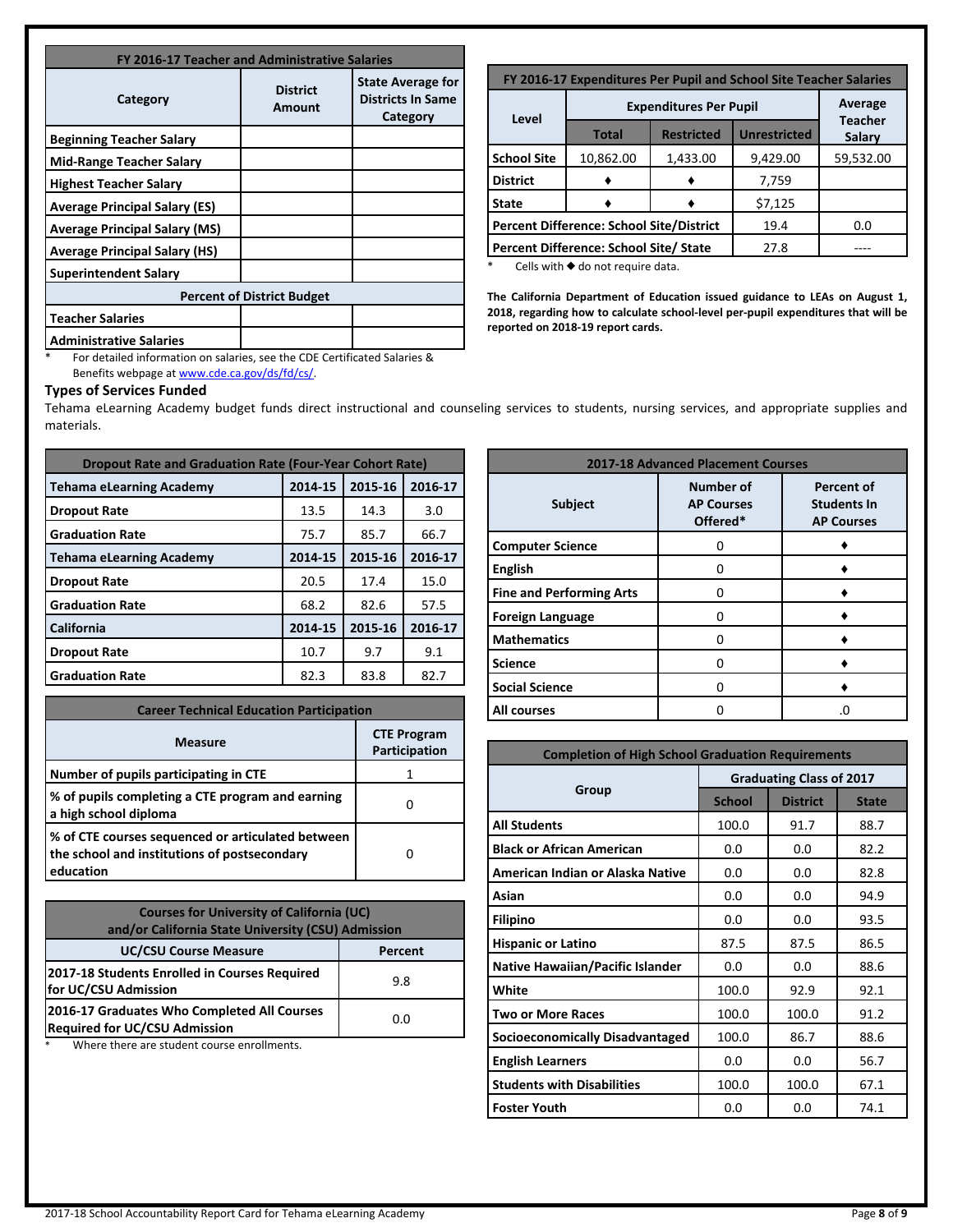| FY 2016-17 Teacher and Administrative Salaries | | |
|---|---|---|
| **Category** | **District Amount** | **State Average for Districts In Same Category** |
| Beginning Teacher Salary | | |
| Mid-Range Teacher Salary | | |
| Highest Teacher Salary | | |
| Average Principal Salary (ES) | | |
| Average Principal Salary (MS) | | |
| Average Principal Salary (HS) | | |
| Superintendent Salary | | |
| **Percent of District Budget** | | |
| Teacher Salaries | | |
| Administrative Salaries | | |

\* For detailed information on salaries, see the CDE Certificated Salaries & Benefits webpage at [www.cde.ca.gov/ds/fd/cs/](www.cde.ca.gov/ds/fd/cs/).

| FY 2016-17 Expenditures Per Pupil and School Site Teacher Salaries | | | | |
|---|---|---|---|---|
| **Level** | **Expenditures Per Pupil** | | | **Average Teacher Salary** |
| | **Total** | **Restricted** | **Unrestricted** | |
| School Site | 10,862.00 | 1,433.00 | 9,429.00 | 59,532.00 |
| District | ♦ | ♦ | 7,759 | |
| State | ♦ | ♦ | $7,125 | |
| Percent Difference: School Site/District | | | 19.4 | 0.0 |
| Percent Difference: School Site/ State | | | 27.8 | ---- |

\* Cells with ♦ do not require data.

**The California Department of Education issued guidance to LEAs on August 1, 2018, regarding how to calculate school-level per-pupil expenditures that will be reported on 2018-19 report cards.**

### Types of Services Funded

Tehama eLearning Academy budget funds direct instructional and counseling services to students, nursing services, and appropriate supplies and materials.

| Dropout Rate and Graduation Rate (Four-Year Cohort Rate) | | | |
|---|---|---|---|
| **Tehama eLearning Academy** | **2014-15** | **2015-16** | **2016-17** |
| Dropout Rate | 13.5 | 14.3 | 3.0 |
| Graduation Rate | 75.7 | 85.7 | 66.7 |
| **Tehama eLearning Academy** | **2014-15** | **2015-16** | **2016-17** |
| Dropout Rate | 20.5 | 17.4 | 15.0 |
| Graduation Rate | 68.2 | 82.6 | 57.5 |
| **California** | **2014-15** | **2015-16** | **2016-17** |
| Dropout Rate | 10.7 | 9.7 | 9.1 |
| Graduation Rate | 82.3 | 83.8 | 82.7 |

| 2017-18 Advanced Placement Courses | | |
|---|---|---|
| **Subject** | **Number of AP Courses Offered*** | **Percent of Students In AP Courses** |
| Computer Science | 0 | ♦ |
| English | 0 | ♦ |
| Fine and Performing Arts | 0 | ♦ |
| Foreign Language | 0 | ♦ |
| Mathematics | 0 | ♦ |
| Science | 0 | ♦ |
| Social Science | 0 | ♦ |
| All courses | 0 | .0 |

| Career Technical Education Participation | |
|---|---|
| **Measure** | **CTE Program Participation** |
| Number of pupils participating in CTE | 1 |
| % of pupils completing a CTE program and earning a high school diploma | 0 |
| % of CTE courses sequenced or articulated between the school and institutions of postsecondary education | 0 |

| Courses for University of California (UC) and/or California State University (CSU) Admission | |
|---|---|
| **UC/CSU Course Measure** | **Percent** |
| 2017-18 Students Enrolled in Courses Required for UC/CSU Admission | 9.8 |
| 2016-17 Graduates Who Completed All Courses Required for UC/CSU Admission | 0.0 |

\* Where there are student course enrollments.

| Completion of High School Graduation Requirements | | | |
|---|---|---|---|
| **Group** | **Graduating Class of 2017** | | |
| | **School** | **District** | **State** |
| All Students | 100.0 | 91.7 | 88.7 |
| Black or African American | 0.0 | 0.0 | 82.2 |
| American Indian or Alaska Native | 0.0 | 0.0 | 82.8 |
| Asian | 0.0 | 0.0 | 94.9 |
| Filipino | 0.0 | 0.0 | 93.5 |
| Hispanic or Latino | 87.5 | 87.5 | 86.5 |
| Native Hawaiian/Pacific Islander | 0.0 | 0.0 | 88.6 |
| White | 100.0 | 92.9 | 92.1 |
| Two or More Races | 100.0 | 100.0 | 91.2 |
| Socioeconomically Disadvantaged | 100.0 | 86.7 | 88.6 |
| English Learners | 0.0 | 0.0 | 56.7 |
| Students with Disabilities | 100.0 | 100.0 | 67.1 |
| Foster Youth | 0.0 | 0.0 | 74.1 |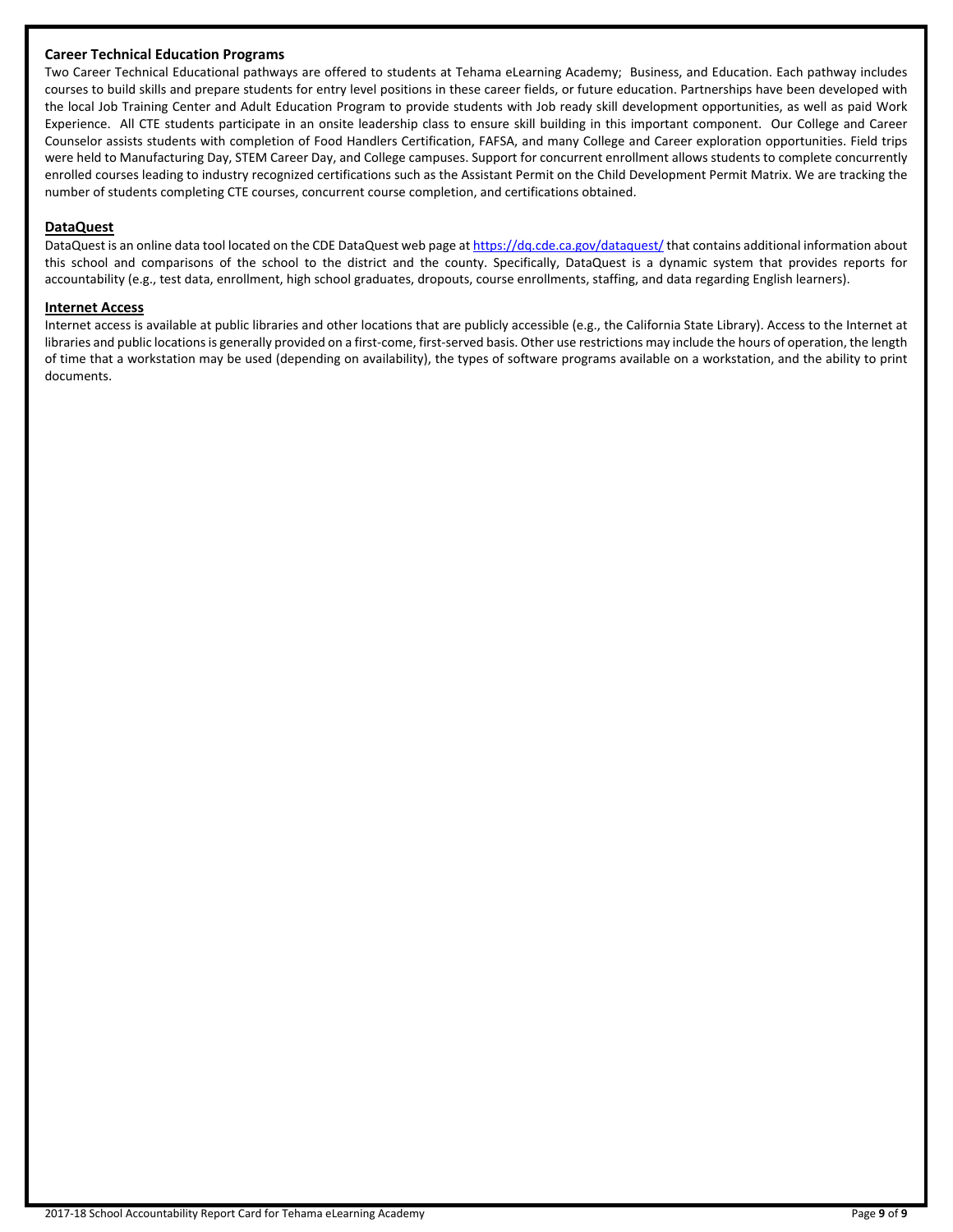**Career Technical Education Programs**

Two Career Technical Educational pathways are offered to students at Tehama eLearning Academy;  Business, and Education. Each pathway includes courses to build skills and prepare students for entry level positions in these career fields, or future education. Partnerships have been developed with the local Job Training Center and Adult Education Program to provide students with Job ready skill development opportunities, as well as paid Work Experience.  All CTE students participate in an onsite leadership class to ensure skill building in this important component.  Our College and Career Counselor assists students with completion of Food Handlers Certification, FAFSA, and many College and Career exploration opportunities. Field trips were held to Manufacturing Day, STEM Career Day, and College campuses. Support for concurrent enrollment allows students to complete concurrently enrolled courses leading to industry recognized certifications such as the Assistant Permit on the Child Development Permit Matrix. We are tracking the number of students completing CTE courses, concurrent course completion, and certifications obtained.

**DataQuest**

DataQuest is an online data tool located on the CDE DataQuest web page at https://dq.cde.ca.gov/dataquest/ that contains additional information about this school and comparisons of the school to the district and the county. Specifically, DataQuest is a dynamic system that provides reports for accountability (e.g., test data, enrollment, high school graduates, dropouts, course enrollments, staffing, and data regarding English learners).

**Internet Access**

Internet access is available at public libraries and other locations that are publicly accessible (e.g., the California State Library). Access to the Internet at libraries and public locations is generally provided on a first-come, first-served basis. Other use restrictions may include the hours of operation, the length of time that a workstation may be used (depending on availability), the types of software programs available on a workstation, and the ability to print documents.